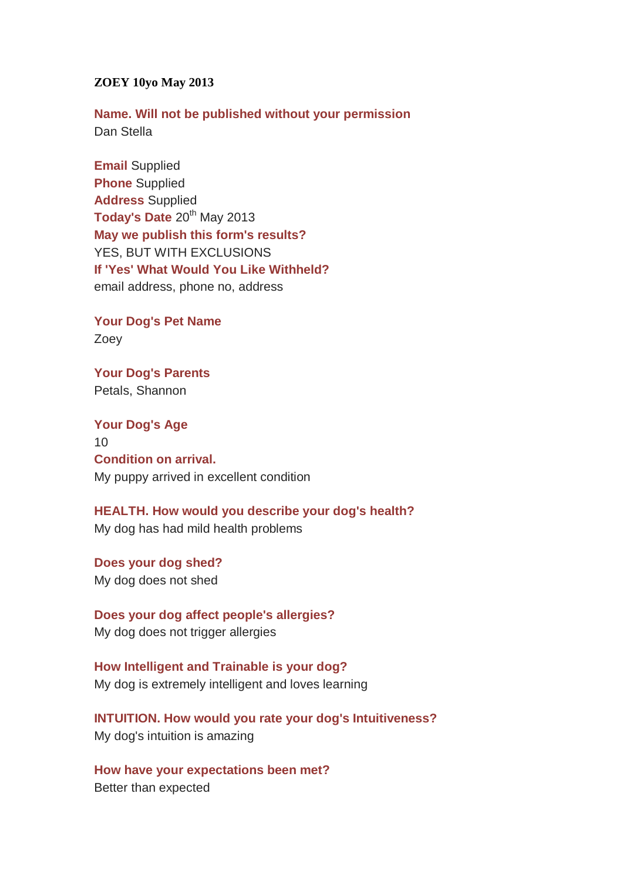**ZOEY 10yo May 2013**

**Name. Will not be published without your permission**
Dan Stella

**Email** Supplied
**Phone** Supplied
**Address** Supplied
**Today's Date** 20th May 2013
**May we publish this form's results?**
YES, BUT WITH EXCLUSIONS
**If 'Yes' What Would You Like Withheld?**
email address, phone no, address

**Your Dog's Pet Name**
Zoey

**Your Dog's Parents**
Petals, Shannon

**Your Dog's Age**
10
**Condition on arrival.**
My puppy arrived in excellent condition

**HEALTH. How would you describe your dog's health?**
My dog has had mild health problems

**Does your dog shed?**
My dog does not shed

**Does your dog affect people's allergies?**
My dog does not trigger allergies

**How Intelligent and Trainable is your dog?**
My dog is extremely intelligent and loves learning

**INTUITION. How would you rate your dog's Intuitiveness?**
My dog's intuition is amazing

**How have your expectations been met?**
Better than expected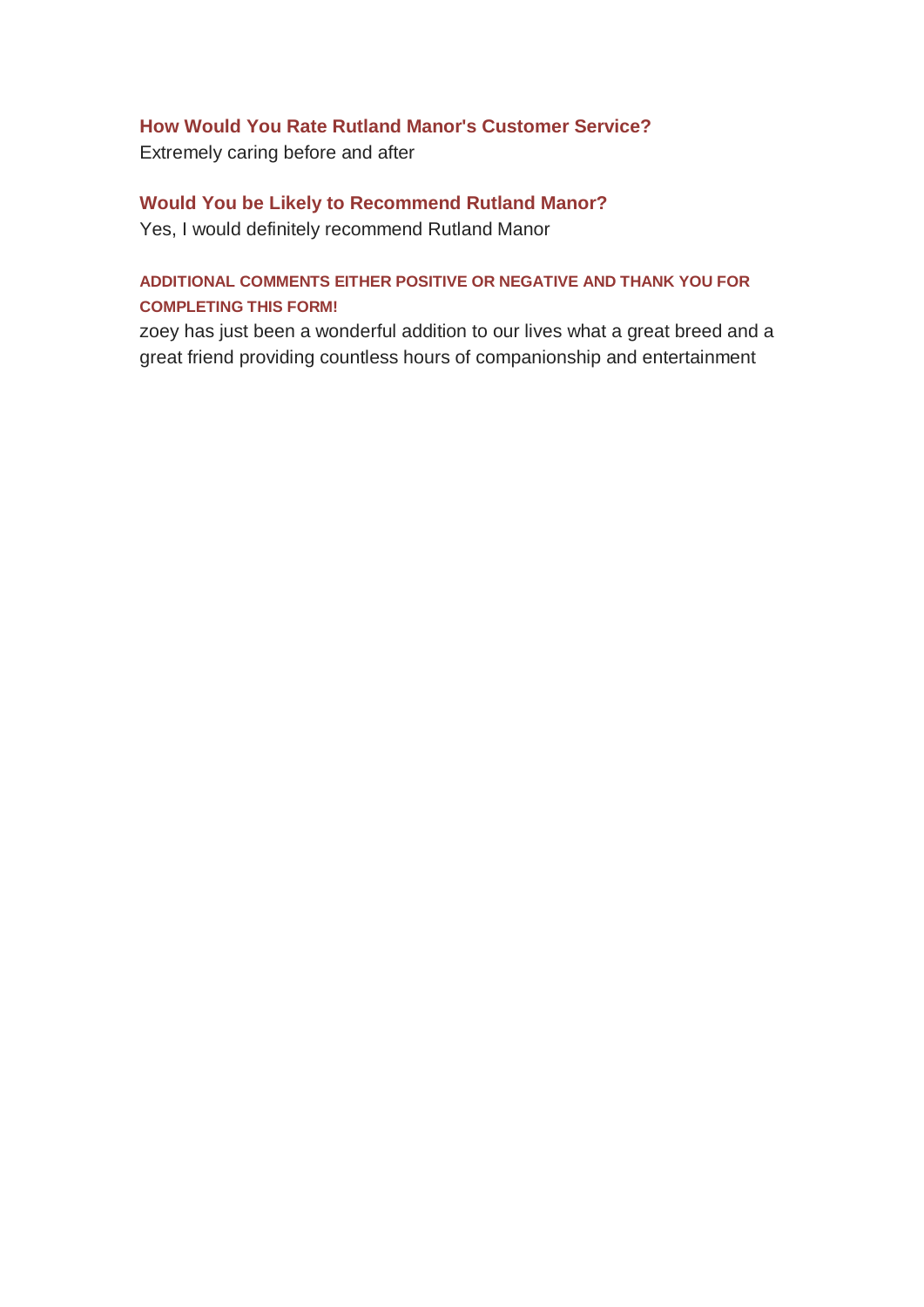### How Would You Rate Rutland Manor's Customer Service?

Extremely caring before and after

### Would You be Likely to Recommend Rutland Manor?

Yes, I would definitely recommend Rutland Manor

#### ADDITIONAL COMMENTS EITHER POSITIVE OR NEGATIVE AND THANK YOU FOR COMPLETING THIS FORM!

zoey has just been a wonderful addition to our lives what a great breed and a great friend providing countless hours of companionship and entertainment